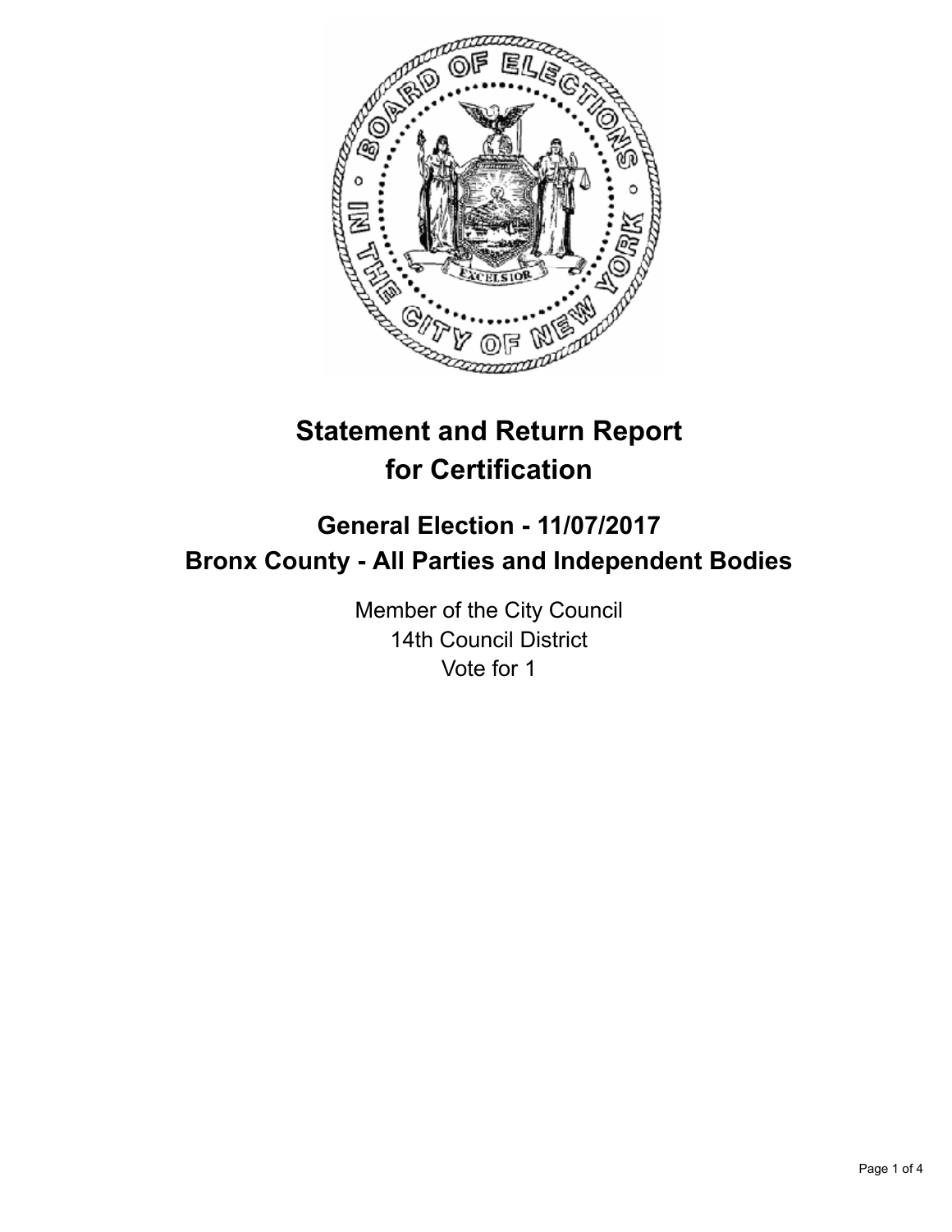# Statement and Return Report for Certification

## General Election - 11/07/2017
## Bronx County - All Parties and Independent Bodies

Member of the City Council
14th Council District
Vote for 1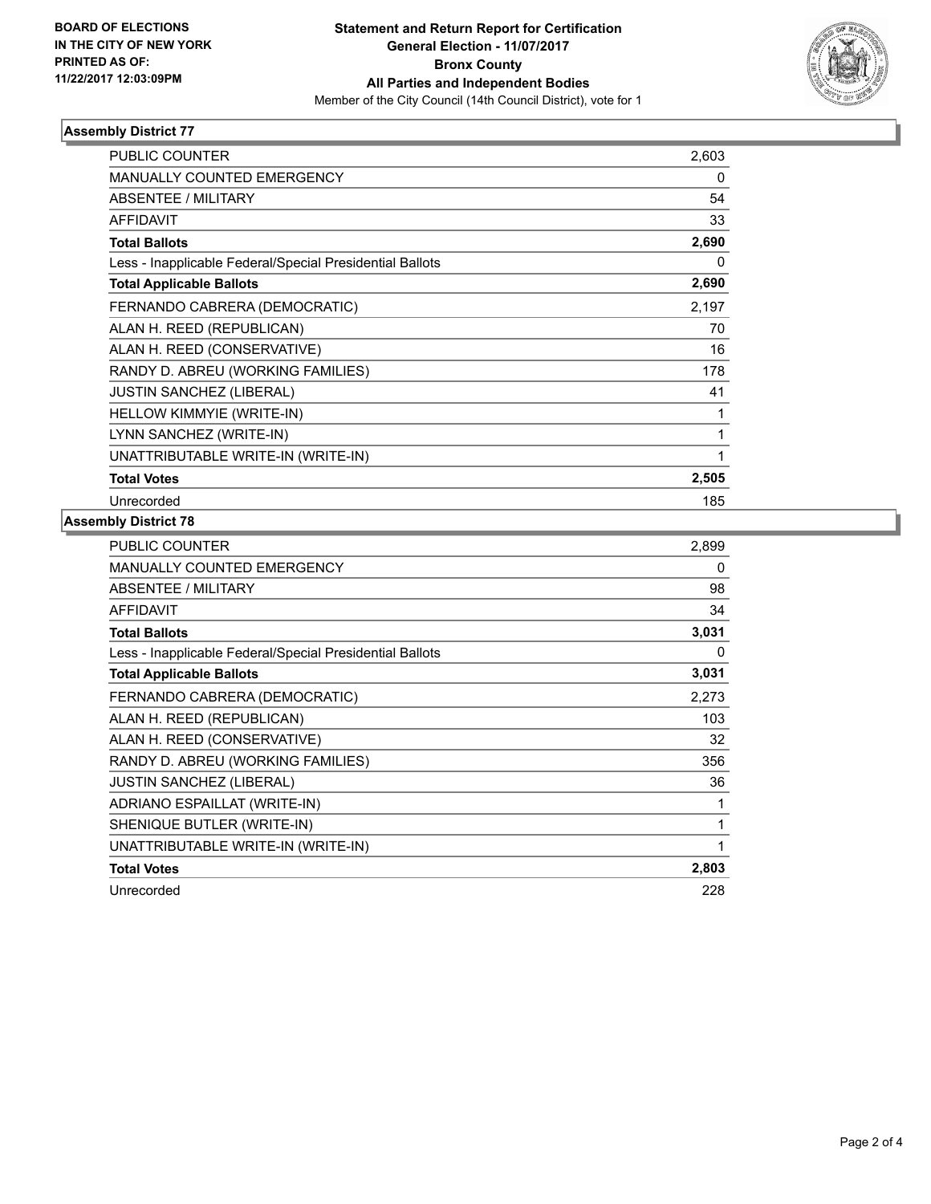**BOARD OF ELECTIONS IN THE CITY OF NEW YORK PRINTED AS OF: 11/22/2017 12:03:09PM**

**Statement and Return Report for Certification General Election - 11/07/2017 Bronx County All Parties and Independent Bodies**

Member of the City Council (14th Council District), vote for 1

### Assembly District 77

| | |
|---|---|
| PUBLIC COUNTER | 2,603 |
| MANUALLY COUNTED EMERGENCY | 0 |
| ABSENTEE / MILITARY | 54 |
| AFFIDAVIT | 33 |
| **Total Ballots** | **2,690** |
| Less - Inapplicable Federal/Special Presidential Ballots | 0 |
| **Total Applicable Ballots** | **2,690** |
| FERNANDO CABRERA (DEMOCRATIC) | 2,197 |
| ALAN H. REED (REPUBLICAN) | 70 |
| ALAN H. REED (CONSERVATIVE) | 16 |
| RANDY D. ABREU (WORKING FAMILIES) | 178 |
| JUSTIN SANCHEZ (LIBERAL) | 41 |
| HELLOW KIMMYIE (WRITE-IN) | 1 |
| LYNN SANCHEZ (WRITE-IN) | 1 |
| UNATTRIBUTABLE WRITE-IN (WRITE-IN) | 1 |
| **Total Votes** | **2,505** |
| Unrecorded | 185 |

### Assembly District 78

| | |
|---|---|
| PUBLIC COUNTER | 2,899 |
| MANUALLY COUNTED EMERGENCY | 0 |
| ABSENTEE / MILITARY | 98 |
| AFFIDAVIT | 34 |
| **Total Ballots** | **3,031** |
| Less - Inapplicable Federal/Special Presidential Ballots | 0 |
| **Total Applicable Ballots** | **3,031** |
| FERNANDO CABRERA (DEMOCRATIC) | 2,273 |
| ALAN H. REED (REPUBLICAN) | 103 |
| ALAN H. REED (CONSERVATIVE) | 32 |
| RANDY D. ABREU (WORKING FAMILIES) | 356 |
| JUSTIN SANCHEZ (LIBERAL) | 36 |
| ADRIANO ESPAILLAT (WRITE-IN) | 1 |
| SHENIQUE BUTLER (WRITE-IN) | 1 |
| UNATTRIBUTABLE WRITE-IN (WRITE-IN) | 1 |
| **Total Votes** | **2,803** |
| Unrecorded | 228 |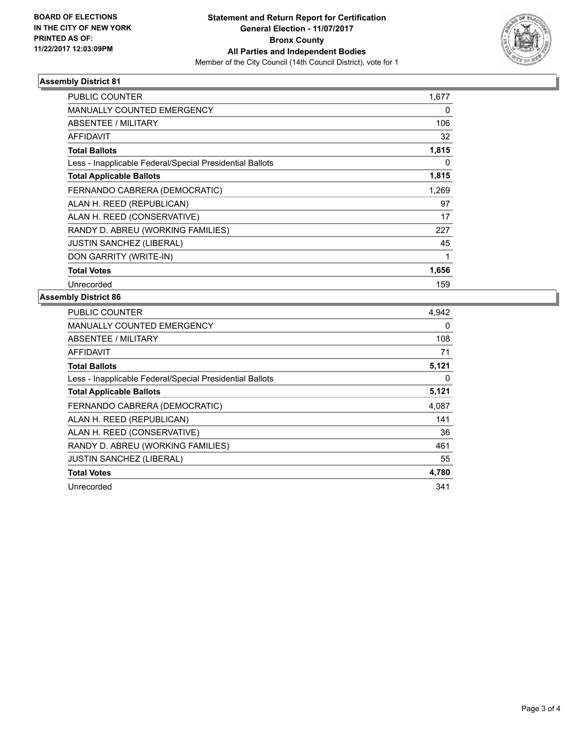**BOARD OF ELECTIONS IN THE CITY OF NEW YORK PRINTED AS OF: 11/22/2017 12:03:09PM**

# Statement and Return Report for Certification
## General Election - 11/07/2017
## Bronx County
## All Parties and Independent Bodies

Member of the City Council (14th Council District), vote for 1

### Assembly District 81

| | |
|---|---|
| PUBLIC COUNTER | 1,677 |
| MANUALLY COUNTED EMERGENCY | 0 |
| ABSENTEE / MILITARY | 106 |
| AFFIDAVIT | 32 |
| **Total Ballots** | **1,815** |
| Less - Inapplicable Federal/Special Presidential Ballots | 0 |
| **Total Applicable Ballots** | **1,815** |
| FERNANDO CABRERA (DEMOCRATIC) | 1,269 |
| ALAN H. REED (REPUBLICAN) | 97 |
| ALAN H. REED (CONSERVATIVE) | 17 |
| RANDY D. ABREU (WORKING FAMILIES) | 227 |
| JUSTIN SANCHEZ (LIBERAL) | 45 |
| DON GARRITY (WRITE-IN) | 1 |
| **Total Votes** | **1,656** |
| Unrecorded | 159 |

### Assembly District 86

| | |
|---|---|
| PUBLIC COUNTER | 4,942 |
| MANUALLY COUNTED EMERGENCY | 0 |
| ABSENTEE / MILITARY | 108 |
| AFFIDAVIT | 71 |
| **Total Ballots** | **5,121** |
| Less - Inapplicable Federal/Special Presidential Ballots | 0 |
| **Total Applicable Ballots** | **5,121** |
| FERNANDO CABRERA (DEMOCRATIC) | 4,087 |
| ALAN H. REED (REPUBLICAN) | 141 |
| ALAN H. REED (CONSERVATIVE) | 36 |
| RANDY D. ABREU (WORKING FAMILIES) | 461 |
| JUSTIN SANCHEZ (LIBERAL) | 55 |
| **Total Votes** | **4,780** |
| Unrecorded | 341 |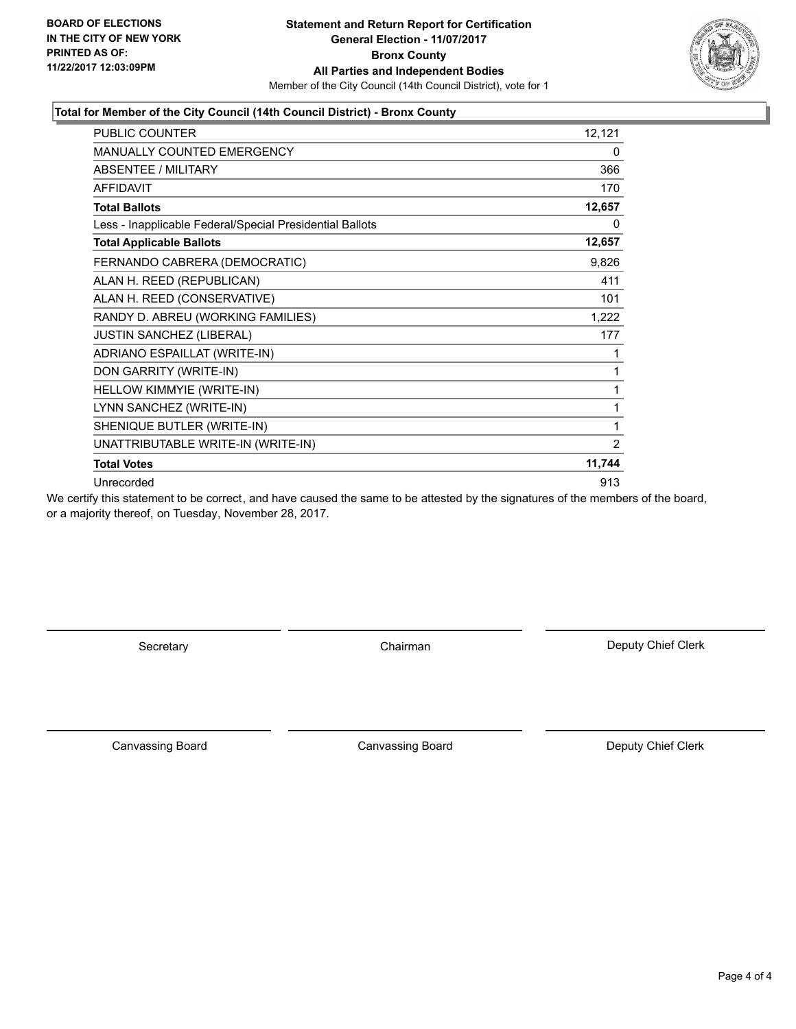**BOARD OF ELECTIONS IN THE CITY OF NEW YORK PRINTED AS OF: 11/22/2017 12:03:09PM**

**Statement and Return Report for Certification**
**General Election - 11/07/2017**
**Bronx County**
**All Parties and Independent Bodies**
Member of the City Council (14th Council District), vote for 1

### Total for Member of the City Council (14th Council District) - Bronx County

| | |
|---|---|
| PUBLIC COUNTER | 12,121 |
| MANUALLY COUNTED EMERGENCY | 0 |
| ABSENTEE / MILITARY | 366 |
| AFFIDAVIT | 170 |
| **Total Ballots** | **12,657** |
| Less - Inapplicable Federal/Special Presidential Ballots | 0 |
| **Total Applicable Ballots** | **12,657** |
| FERNANDO CABRERA (DEMOCRATIC) | 9,826 |
| ALAN H. REED (REPUBLICAN) | 411 |
| ALAN H. REED (CONSERVATIVE) | 101 |
| RANDY D. ABREU (WORKING FAMILIES) | 1,222 |
| JUSTIN SANCHEZ (LIBERAL) | 177 |
| ADRIANO ESPAILLAT (WRITE-IN) | 1 |
| DON GARRITY (WRITE-IN) | 1 |
| HELLOW KIMMYIE (WRITE-IN) | 1 |
| LYNN SANCHEZ (WRITE-IN) | 1 |
| SHENIQUE BUTLER (WRITE-IN) | 1 |
| UNATTRIBUTABLE WRITE-IN (WRITE-IN) | 2 |
| **Total Votes** | **11,744** |
| Unrecorded | 913 |

We certify this statement to be correct, and have caused the same to be attested by the signatures of the members of the board, or a majority thereof, on Tuesday, November 28, 2017.

Secretary

Chairman

Deputy Chief Clerk

Canvassing Board

Canvassing Board

Deputy Chief Clerk